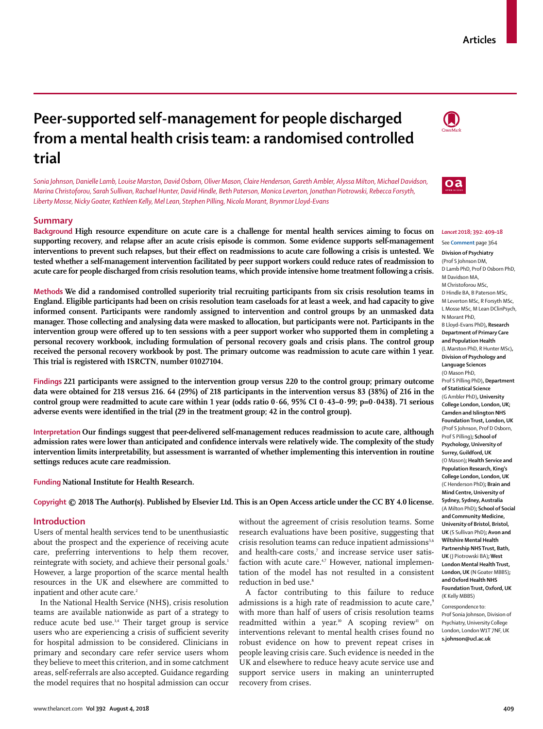# Peer-supported self-management for people discharged from a mental health crisis team: a randomised controlled trial

*Sonia Johnson, Danielle Lamb, Louise Marston, David Osborn, Oliver Mason, Claire Henderson, Gareth Ambler, Alyssa Milton, Michael Davidson, Marina Christoforou, Sarah Sullivan, Rachael Hunter, David Hindle, Beth Paterson, Monica Leverton, Jonathan Piotrowski, Rebecca Forsyth, Liberty Mosse, Nicky Goater, Kathleen Kelly, Mel Lean, Stephen Pilling, Nicola Morant, Brynmor Lloyd-Evans*

## Summary

**Background** High resource expenditure on acute care is a challenge for mental health services aiming to focus on supporting recovery, and relapse after an acute crisis episode is common. Some evidence supports self-management interventions to prevent such relapses, but their effect on readmissions to acute care following a crisis is untested. We tested whether a self-management intervention facilitated by peer support workers could reduce rates of readmission to acute care for people discharged from crisis resolution teams, which provide intensive home treatment following a crisis.

**Methods** We did a randomised controlled superiority trial recruiting participants from six crisis resolution teams in England. Eligible participants had been on crisis resolution team caseloads for at least a week, and had capacity to give informed consent. Participants were randomly assigned to intervention and control groups by an unmasked data manager. Those collecting and analysing data were masked to allocation, but participants were not. Participants in the intervention group were offered up to ten sessions with a peer support worker who supported them in completing a personal recovery workbook, including formulation of personal recovery goals and crisis plans. The control group received the personal recovery workbook by post. The primary outcome was readmission to acute care within 1 year. This trial is registered with ISRCTN, number 01027104.

**Findings** 221 participants were assigned to the intervention group versus 220 to the control group; primary outcome data were obtained for 218 versus 216. 64 (29%) of 218 participants in the intervention versus 83 (38%) of 216 in the control group were readmitted to acute care within 1 year (odds ratio 0·66, 95% CI 0·43–0·99; p=0·0438). 71 serious adverse events were identified in the trial (29 in the treatment group; 42 in the control group).

**Interpretation** Our findings suggest that peer-delivered self-management reduces readmission to acute care, although admission rates were lower than anticipated and confidence intervals were relatively wide. The complexity of the study intervention limits interpretability, but assessment is warranted of whether implementing this intervention in routine settings reduces acute care readmission.

**Funding** National Institute for Health Research.

**Copyright** © 2018 The Author(s). Published by Elsevier Ltd. This is an Open Access article under the CC BY 4.0 license.

*Lancet* 2018; 392: 409–18

See **Comment** page 364

**Division of Psychiatry** (Prof S Johnson DM, D Lamb PhD, Prof D Osborn PhD, M Davidson MA, M Christoforou MSc, D Hindle BA, B Paterson MSc, M Leverton MSc, R Forsyth MSc, L Mosse MSc, M Lean DClinPsych, N Morant PhD, B Lloyd-Evans PhD)**, Research Department of Primary Care and Population Health** (L Marston PhD, R Hunter MSc)**, Division of Psychology and Language Sciences** (O Mason PhD, Prof S Pilling PhD)**, Department of Statistical Science** (G Ambler PhD)**, University College London, London, UK; Camden and Islington NHS Foundation Trust, London, UK** (Prof S Johnson, Prof D Osborn, Prof S Pilling)**; School of Psychology, University of Surrey, Guildford, UK** (O Mason)**; Health Service and Population Research, King's College London, London, UK** (C Henderson PhD)**; Brain and Mind Centre, University of Sydney, Sydney, Australia** (A Milton PhD)**; School of Social and Community Medicine, University of Bristol, Bristol, UK** (S Sullivan PhD)**; Avon and Wiltshire Mental Health Partnership NHS Trust, Bath, UK** (J Piotrowski BA)**; West London Mental Health Trust, London, UK** (N Goater MBBS)**; and Oxford Health NHS Foundation Trust, Oxford, UK** (K Kelly MBBS)

Correspondence to: Prof Sonia Johnson, Division of Psychiatry, University College London, London W1T 7NF, UK **s.johnson@ucl.ac.uk**

## Introduction

Users of mental health services tend to be unenthusiastic about the prospect and the experience of receiving acute care, preferring interventions to help them recover, reintegrate with society, and achieve their personal goals.[1] However, a large proportion of the scarce mental health resources in the UK and elsewhere are committed to inpatient and other acute care.[2]

In the National Health Service (NHS), crisis resolution teams are available nationwide as part of a strategy to reduce acute bed use.[3,4] Their target group is service users who are experiencing a crisis of sufficient severity for hospital admission to be considered. Clinicians in primary and secondary care refer service users whom they believe to meet this criterion, and in some catchment areas, self-referrals are also accepted. Guidance regarding the model requires that no hospital admission can occur without the agreement of crisis resolution teams. Some research evaluations have been positive, suggesting that crisis resolution teams can reduce inpatient admissions[5,6] and health-care costs,[7] and increase service user satisfaction with acute care.[4,7] However, national implementation of the model has not resulted in a consistent reduction in bed use.[8]

A factor contributing to this failure to reduce admissions is a high rate of readmission to acute care,[9] with more than half of users of crisis resolution teams readmitted within a year.[10] A scoping review[11] on interventions relevant to mental health crises found no robust evidence on how to prevent repeat crises in people leaving crisis care. Such evidence is needed in the UK and elsewhere to reduce heavy acute service use and support service users in making an uninterrupted recovery from crises.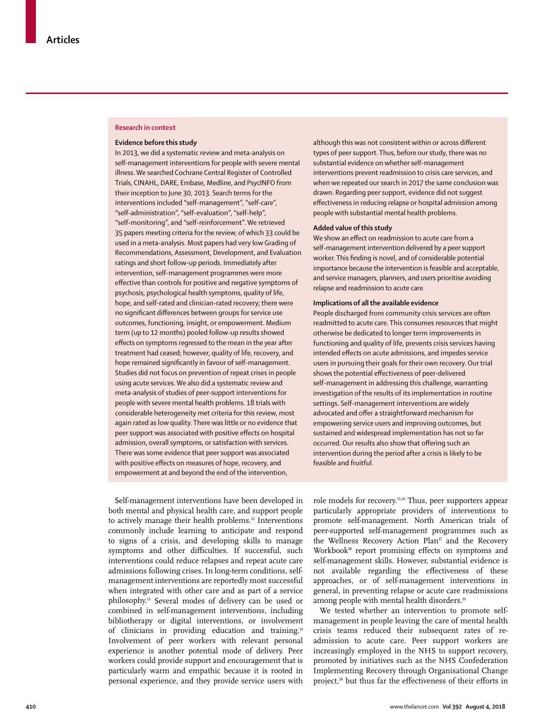## Research in context

### Evidence before this study

In 2013, we did a systematic review and meta-analysis on self-management interventions for people with severe mental illness. We searched Cochrane Central Register of Controlled Trials, CINAHL, DARE, Embase, Medline, and PsycINFO from their inception to June 30, 2013. Search terms for the interventions included "self-management", "self-care", "self-administration", "self-evaluation", "self-help", "self-monitoring", and "self-reinforcement". We retrieved 35 papers meeting criteria for the review, of which 33 could be used in a meta-analysis. Most papers had very low Grading of Recommendations, Assessment, Development, and Evaluation ratings and short follow-up periods. Immediately after intervention, self-management programmes were more effective than controls for positive and negative symptoms of psychosis, psychological health symptoms, quality of life, hope, and self-rated and clinician-rated recovery; there were no significant differences between groups for service use outcomes, functioning, insight, or empowerment. Medium term (up to 12 months) pooled follow-up results showed effects on symptoms regressed to the mean in the year after treatment had ceased; however, quality of life, recovery, and hope remained significantly in favour of self-management. Studies did not focus on prevention of repeat crises in people using acute services. We also did a systematic review and meta-analysis of studies of peer-support interventions for people with severe mental health problems. 18 trials with considerable heterogeneity met criteria for this review, most again rated as low quality. There was little or no evidence that peer support was associated with positive effects on hospital admission, overall symptoms, or satisfaction with services. There was some evidence that peer support was associated with positive effects on measures of hope, recovery, and empowerment at and beyond the end of the intervention, although this was not consistent within or across different types of peer support. Thus, before our study, there was no substantial evidence on whether self-management interventions prevent readmission to crisis care services, and when we repeated our search in 2017 the same conclusion was drawn. Regarding peer support, evidence did not suggest effectiveness in reducing relapse or hospital admission among people with substantial mental health problems.

### Added value of this study

We show an effect on readmission to acute care from a self-management intervention delivered by a peer support worker. This finding is novel, and of considerable potential importance because the intervention is feasible and acceptable, and service managers, planners, and users prioritise avoiding relapse and readmission to acute care.

### Implications of all the available evidence

People discharged from community crisis services are often readmitted to acute care. This consumes resources that might otherwise be dedicated to longer term improvements in functioning and quality of life, prevents crisis services having intended effects on acute admissions, and impedes service users in pursuing their goals for their own recovery. Our trial shows the potential effectiveness of peer-delivered self-management in addressing this challenge, warranting investigation of the results of its implementation in routine settings. Self-management interventions are widely advocated and offer a straightforward mechanism for empowering service users and improving outcomes, but sustained and widespread implementation has not so far occurred. Our results also show that offering such an intervention during the period after a crisis is likely to be feasible and fruitful.

Self-management interventions have been developed in both mental and physical health care, and support people to actively manage their health problems.[12] Interventions commonly include learning to anticipate and respond to signs of a crisis, and developing skills to manage symptoms and other difficulties. If successful, such interventions could reduce relapses and repeat acute care admissions following crises. In long-term conditions, self-management interventions are reportedly most successful when integrated with other care and as part of a service philosophy.[13] Several modes of delivery can be used or combined in self-management interventions, including bibliotherapy or digital interventions, or involvement of clinicians in providing education and training.[14] Involvement of peer workers with relevant personal experience is another potential mode of delivery. Peer workers could provide support and encouragement that is particularly warm and empathic because it is rooted in personal experience, and they provide service users with role models for recovery.[15,16] Thus, peer supporters appear particularly appropriate providers of interventions to promote self-management. North American trials of peer-supported self-management programmes such as the Wellness Recovery Action Plan[17] and the Recovery Workbook[18] report promising effects on symptoms and self-management skills. However, substantial evidence is not available regarding the effectiveness of these approaches, or of self-management interventions in general, in preventing relapse or acute care readmissions among people with mental health disorders.[19]

We tested whether an intervention to promote self-management in people leaving the care of mental health crisis teams reduced their subsequent rates of re-admission to acute care. Peer support workers are increasingly employed in the NHS to support recovery, promoted by initiatives such as the NHS Confederation Implementing Recovery through Organisational Change project,[20] but thus far the effectiveness of their efforts in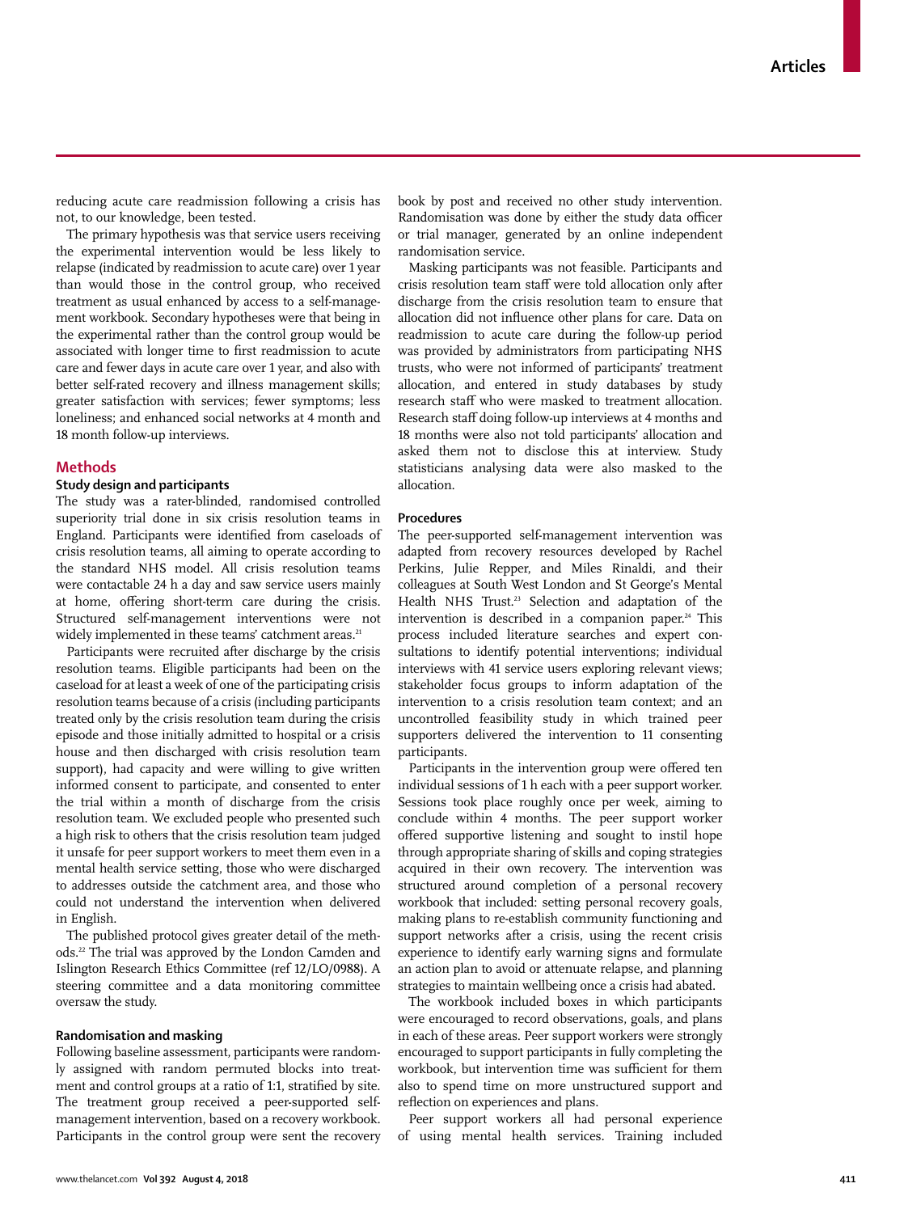reducing acute care readmission following a crisis has not, to our knowledge, been tested.

The primary hypothesis was that service users receiving the experimental intervention would be less likely to relapse (indicated by readmission to acute care) over 1 year than would those in the control group, who received treatment as usual enhanced by access to a self-management workbook. Secondary hypotheses were that being in the experimental rather than the control group would be associated with longer time to first readmission to acute care and fewer days in acute care over 1 year, and also with better self-rated recovery and illness management skills; greater satisfaction with services; fewer symptoms; less loneliness; and enhanced social networks at 4 month and 18 month follow-up interviews.

## Methods

### Study design and participants

The study was a rater-blinded, randomised controlled superiority trial done in six crisis resolution teams in England. Participants were identified from caseloads of crisis resolution teams, all aiming to operate according to the standard NHS model. All crisis resolution teams were contactable 24 h a day and saw service users mainly at home, offering short-term care during the crisis. Structured self-management interventions were not widely implemented in these teams' catchment areas.[21]

Participants were recruited after discharge by the crisis resolution teams. Eligible participants had been on the caseload for at least a week of one of the participating crisis resolution teams because of a crisis (including participants treated only by the crisis resolution team during the crisis episode and those initially admitted to hospital or a crisis house and then discharged with crisis resolution team support), had capacity and were willing to give written informed consent to participate, and consented to enter the trial within a month of discharge from the crisis resolution team. We excluded people who presented such a high risk to others that the crisis resolution team judged it unsafe for peer support workers to meet them even in a mental health service setting, those who were discharged to addresses outside the catchment area, and those who could not understand the intervention when delivered in English.

The published protocol gives greater detail of the methods.[22] The trial was approved by the London Camden and Islington Research Ethics Committee (ref 12/LO/0988). A steering committee and a data monitoring committee oversaw the study.

### Randomisation and masking

Following baseline assessment, participants were randomly assigned with random permuted blocks into treatment and control groups at a ratio of 1:1, stratified by site. The treatment group received a peer-supported self-management intervention, based on a recovery workbook. Participants in the control group were sent the recovery book by post and received no other study intervention. Randomisation was done by either the study data officer or trial manager, generated by an online independent randomisation service.

Masking participants was not feasible. Participants and crisis resolution team staff were told allocation only after discharge from the crisis resolution team to ensure that allocation did not influence other plans for care. Data on readmission to acute care during the follow-up period was provided by administrators from participating NHS trusts, who were not informed of participants' treatment allocation, and entered in study databases by study research staff who were masked to treatment allocation. Research staff doing follow-up interviews at 4 months and 18 months were also not told participants' allocation and asked them not to disclose this at interview. Study statisticians analysing data were also masked to the allocation.

### Procedures

The peer-supported self-management intervention was adapted from recovery resources developed by Rachel Perkins, Julie Repper, and Miles Rinaldi, and their colleagues at South West London and St George's Mental Health NHS Trust.[23] Selection and adaptation of the intervention is described in a companion paper.[24] This process included literature searches and expert consultations to identify potential interventions; individual interviews with 41 service users exploring relevant views; stakeholder focus groups to inform adaptation of the intervention to a crisis resolution team context; and an uncontrolled feasibility study in which trained peer supporters delivered the intervention to 11 consenting participants.

Participants in the intervention group were offered ten individual sessions of 1 h each with a peer support worker. Sessions took place roughly once per week, aiming to conclude within 4 months. The peer support worker offered supportive listening and sought to instil hope through appropriate sharing of skills and coping strategies acquired in their own recovery. The intervention was structured around completion of a personal recovery workbook that included: setting personal recovery goals, making plans to re-establish community functioning and support networks after a crisis, using the recent crisis experience to identify early warning signs and formulate an action plan to avoid or attenuate relapse, and planning strategies to maintain wellbeing once a crisis had abated.

The workbook included boxes in which participants were encouraged to record observations, goals, and plans in each of these areas. Peer support workers were strongly encouraged to support participants in fully completing the workbook, but intervention time was sufficient for them also to spend time on more unstructured support and reflection on experiences and plans.

Peer support workers all had personal experience of using mental health services. Training included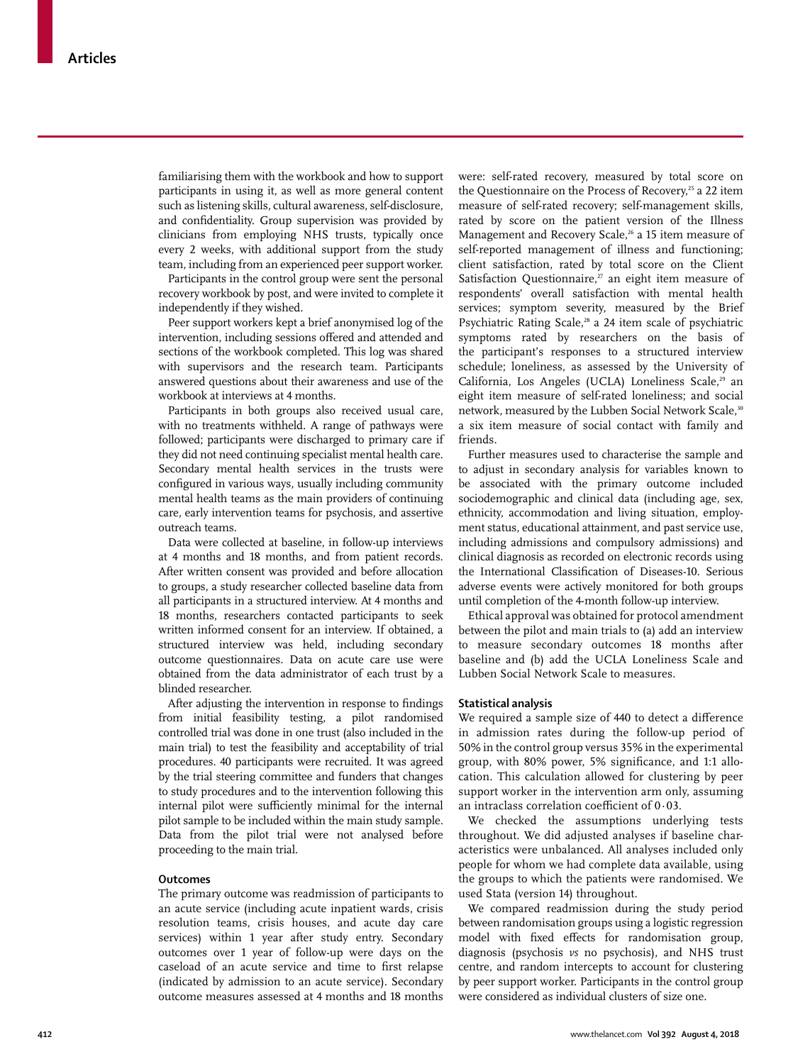familiarising them with the workbook and how to support participants in using it, as well as more general content such as listening skills, cultural awareness, self-disclosure, and confidentiality. Group supervision was provided by clinicians from employing NHS trusts, typically once every 2 weeks, with additional support from the study team, including from an experienced peer support worker.

Participants in the control group were sent the personal recovery workbook by post, and were invited to complete it independently if they wished.

Peer support workers kept a brief anonymised log of the intervention, including sessions offered and attended and sections of the workbook completed. This log was shared with supervisors and the research team. Participants answered questions about their awareness and use of the workbook at interviews at 4 months.

Participants in both groups also received usual care, with no treatments withheld. A range of pathways were followed; participants were discharged to primary care if they did not need continuing specialist mental health care. Secondary mental health services in the trusts were configured in various ways, usually including community mental health teams as the main providers of continuing care, early intervention teams for psychosis, and assertive outreach teams.

Data were collected at baseline, in follow-up interviews at 4 months and 18 months, and from patient records. After written consent was provided and before allocation to groups, a study researcher collected baseline data from all participants in a structured interview. At 4 months and 18 months, researchers contacted participants to seek written informed consent for an interview. If obtained, a structured interview was held, including secondary outcome questionnaires. Data on acute care use were obtained from the data administrator of each trust by a blinded researcher.

After adjusting the intervention in response to findings from initial feasibility testing, a pilot randomised controlled trial was done in one trust (also included in the main trial) to test the feasibility and acceptability of trial procedures. 40 participants were recruited. It was agreed by the trial steering committee and funders that changes to study procedures and to the intervention following this internal pilot were sufficiently minimal for the internal pilot sample to be included within the main study sample. Data from the pilot trial were not analysed before proceeding to the main trial.

### Outcomes

The primary outcome was readmission of participants to an acute service (including acute inpatient wards, crisis resolution teams, crisis houses, and acute day care services) within 1 year after study entry. Secondary outcomes over 1 year of follow-up were days on the caseload of an acute service and time to first relapse (indicated by admission to an acute service). Secondary outcome measures assessed at 4 months and 18 months were: self-rated recovery, measured by total score on the Questionnaire on the Process of Recovery,[25] a 22 item measure of self-rated recovery; self-management skills, rated by score on the patient version of the Illness Management and Recovery Scale,[26] a 15 item measure of self-reported management of illness and functioning; client satisfaction, rated by total score on the Client Satisfaction Questionnaire,[27] an eight item measure of respondents' overall satisfaction with mental health services; symptom severity, measured by the Brief Psychiatric Rating Scale,[28] a 24 item scale of psychiatric symptoms rated by researchers on the basis of the participant's responses to a structured interview schedule; loneliness, as assessed by the University of California, Los Angeles (UCLA) Loneliness Scale,[29] an eight item measure of self-rated loneliness; and social network, measured by the Lubben Social Network Scale,[30] a six item measure of social contact with family and friends.

Further measures used to characterise the sample and to adjust in secondary analysis for variables known to be associated with the primary outcome included sociodemographic and clinical data (including age, sex, ethnicity, accommodation and living situation, employment status, educational attainment, and past service use, including admissions and compulsory admissions) and clinical diagnosis as recorded on electronic records using the International Classification of Diseases-10. Serious adverse events were actively monitored for both groups until completion of the 4-month follow-up interview.

Ethical approval was obtained for protocol amendment between the pilot and main trials to (a) add an interview to measure secondary outcomes 18 months after baseline and (b) add the UCLA Loneliness Scale and Lubben Social Network Scale to measures.

### Statistical analysis

We required a sample size of 440 to detect a difference in admission rates during the follow-up period of 50% in the control group versus 35% in the experimental group, with 80% power, 5% significance, and 1:1 allocation. This calculation allowed for clustering by peer support worker in the intervention arm only, assuming an intraclass correlation coefficient of 0·03.

We checked the assumptions underlying tests throughout. We did adjusted analyses if baseline characteristics were unbalanced. All analyses included only people for whom we had complete data available, using the groups to which the patients were randomised. We used Stata (version 14) throughout.

We compared readmission during the study period between randomisation groups using a logistic regression model with fixed effects for randomisation group, diagnosis (psychosis *vs* no psychosis), and NHS trust centre, and random intercepts to account for clustering by peer support worker. Participants in the control group were considered as individual clusters of size one.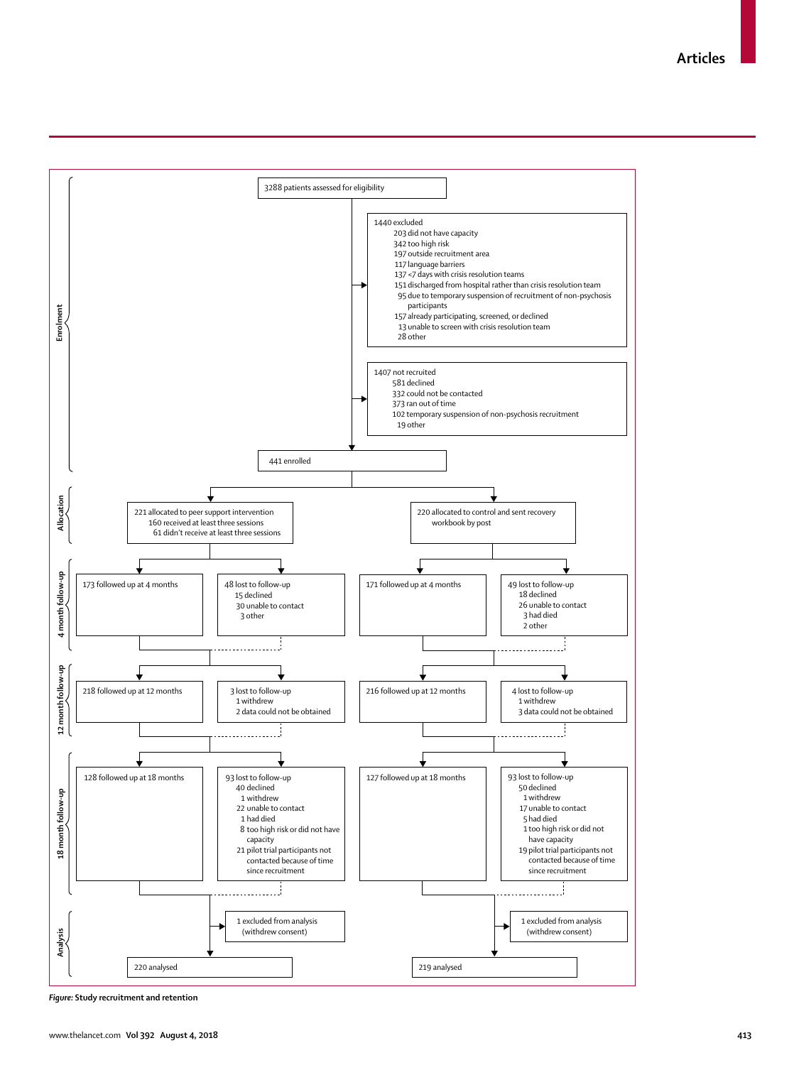3288 patients assessed for eligibility

1440 excluded
- 203 did not have capacity
- 342 too high risk
- 197 outside recruitment area
- 117 language barriers
- 137 <7 days with crisis resolution teams
- 151 discharged from hospital rather than crisis resolution team
- 95 due to temporary suspension of recruitment of non-psychosis participants
- 157 already participating, screened, or declined
- 13 unable to screen with crisis resolution team
- 28 other

1407 not recruited
- 581 declined
- 332 could not be contacted
- 373 ran out of time
- 102 temporary suspension of non-psychosis recruitment
- 19 other

441 enrolled

**Allocation**

221 allocated to peer support intervention
- 160 received at least three sessions
- 61 didn't receive at least three sessions

220 allocated to control and sent recovery workbook by post

**4 month follow-up**

Peer support intervention:
- 173 followed up at 4 months
- 48 lost to follow-up
  - 15 declined
  - 30 unable to contact
  - 3 other

Control:
- 171 followed up at 4 months
- 49 lost to follow-up
  - 18 declined
  - 26 unable to contact
  - 3 had died
  - 2 other

**12 month follow-up**

Peer support intervention:
- 218 followed up at 12 months
- 3 lost to follow-up
  - 1 withdrew
  - 2 data could not be obtained

Control:
- 216 followed up at 12 months
- 4 lost to follow-up
  - 1 withdrew
  - 3 data could not be obtained

**18 month follow-up**

Peer support intervention:
- 128 followed up at 18 months
- 93 lost to follow-up
  - 40 declined
  - 1 withdrew
  - 22 unable to contact
  - 1 had died
  - 8 too high risk or did not have capacity
  - 21 pilot trial participants not contacted because of time since recruitment

Control:
- 127 followed up at 18 months
- 93 lost to follow-up
  - 50 declined
  - 1 withdrew
  - 17 unable to contact
  - 5 had died
  - 1 too high risk or did not have capacity
  - 19 pilot trial participants not contacted because of time since recruitment

**Analysis**

Peer support intervention:
- 1 excluded from analysis (withdrew consent)
- 220 analysed

Control:
- 1 excluded from analysis (withdrew consent)
- 219 analysed

*Figure:* **Study recruitment and retention**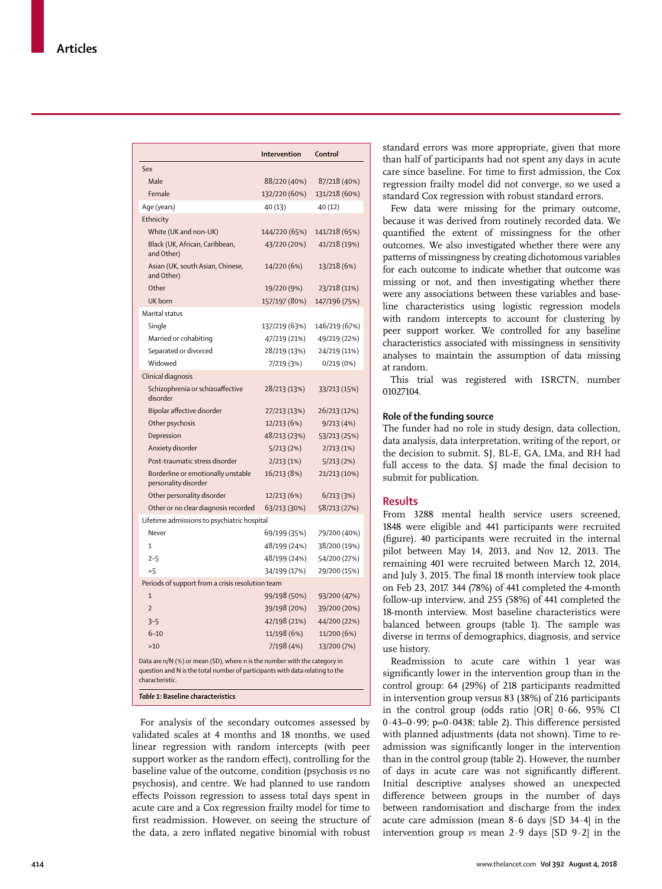| | Intervention | Control |
|---|---|---|
| Sex | | |
| Male | 88/220 (40%) | 87/218 (40%) |
| Female | 132/220 (60%) | 131/218 (60%) |
| Age (years) | 40 (13) | 40 (12) |
| Ethnicity | | |
| White (UK and non-UK) | 144/220 (65%) | 141/218 (65%) |
| Black (UK, African, Caribbean, and Other) | 43/220 (20%) | 41/218 (19%) |
| Asian (UK, south Asian, Chinese, and Other) | 14/220 (6%) | 13/218 (6%) |
| Other | 19/220 (9%) | 23/218 (11%) |
| UK born | 157/197 (80%) | 147/196 (75%) |
| Marital status | | |
| Single | 137/219 (63%) | 146/219 (67%) |
| Married or cohabiting | 47/219 (21%) | 49/219 (22%) |
| Separated or divorced | 28/219 (13%) | 24/219 (11%) |
| Widowed | 7/219 (3%) | 0/219 (0%) |
| Clinical diagnosis | | |
| Schizophrenia or schizoaffective disorder | 28/213 (13%) | 33/213 (15%) |
| Bipolar affective disorder | 27/213 (13%) | 26/213 (12%) |
| Other psychosis | 12/213 (6%) | 9/213 (4%) |
| Depression | 48/213 (23%) | 53/213 (25%) |
| Anxiety disorder | 5/213 (2%) | 2/213 (1%) |
| Post-traumatic stress disorder | 2/213 (1%) | 5/213 (2%) |
| Borderline or emotionally unstable personality disorder | 16/213 (8%) | 21/213 (10%) |
| Other personality disorder | 12/213 (6%) | 6/213 (3%) |
| Other or no clear diagnosis recorded | 63/213 (30%) | 58/213 (27%) |
| Lifetime admissions to psychiatric hospital | | |
| Never | 69/199 (35%) | 79/200 (40%) |
| 1 | 48/199 (24%) | 38/200 (19%) |
| 2–5 | 48/199 (24%) | 54/200 (27%) |
| >5 | 34/199 (17%) | 29/200 (15%) |
| Periods of support from a crisis resolution team | | |
| 1 | 99/198 (50%) | 93/200 (47%) |
| 2 | 39/198 (20%) | 39/200 (20%) |
| 3–5 | 42/198 (21%) | 44/200 (22%) |
| 6–10 | 11/198 (6%) | 11/200 (6%) |
| >10 | 7/198 (4%) | 13/200 (7%) |

Data are n/N (%) or mean (SD), where n is the number with the category in question and N is the total number of participants with data relating to the characteristic.

***Table 1:* Baseline characteristics**

For analysis of the secondary outcomes assessed by validated scales at 4 months and 18 months, we used linear regression with random intercepts (with peer support worker as the random effect), controlling for the baseline value of the outcome, condition (psychosis *vs* no psychosis), and centre. We had planned to use random effects Poisson regression to assess total days spent in acute care and a Cox regression frailty model for time to first readmission. However, on seeing the structure of the data, a zero inflated negative binomial with robust standard errors was more appropriate, given that more than half of participants had not spent any days in acute care since baseline. For time to first admission, the Cox regression frailty model did not converge, so we used a standard Cox regression with robust standard errors.

Few data were missing for the primary outcome, because it was derived from routinely recorded data. We quantified the extent of missingness for the other outcomes. We also investigated whether there were any patterns of missingness by creating dichotomous variables for each outcome to indicate whether that outcome was missing or not, and then investigating whether there were any associations between these variables and baseline characteristics using logistic regression models with random intercepts to account for clustering by peer support worker. We controlled for any baseline characteristics associated with missingness in sensitivity analyses to maintain the assumption of data missing at random.

This trial was registered with ISRCTN, number 01027104.

### Role of the funding source

The funder had no role in study design, data collection, data analysis, data interpretation, writing of the report, or the decision to submit. SJ, BL-E, GA, LMa, and RH had full access to the data. SJ made the final decision to submit for publication.

## Results

From 3288 mental health service users screened, 1848 were eligible and 441 participants were recruited (figure). 40 participants were recruited in the internal pilot between May 14, 2013, and Nov 12, 2013. The remaining 401 were recruited between March 12, 2014, and July 3, 2015. The final 18 month interview took place on Feb 23, 2017. 344 (78%) of 441 completed the 4-month follow-up interview, and 255 (58%) of 441 completed the 18-month interview. Most baseline characteristics were balanced between groups (table 1). The sample was diverse in terms of demographics, diagnosis, and service use history.

Readmission to acute care within 1 year was significantly lower in the intervention group than in the control group: 64 (29%) of 218 participants readmitted in intervention group versus 83 (38%) of 216 participants in the control group (odds ratio [OR] 0·66, 95% CI 0·43–0·99; p=0·0438; table 2). This difference persisted with planned adjustments (data not shown). Time to readmission was significantly longer in the intervention than in the control group (table 2). However, the number of days in acute care was not significantly different. Initial descriptive analyses showed an unexpected difference between groups in the number of days between randomisation and discharge from the index acute care admission (mean 8·6 days [SD 34·4] in the intervention group *vs* mean 2·9 days [SD 9·2] in the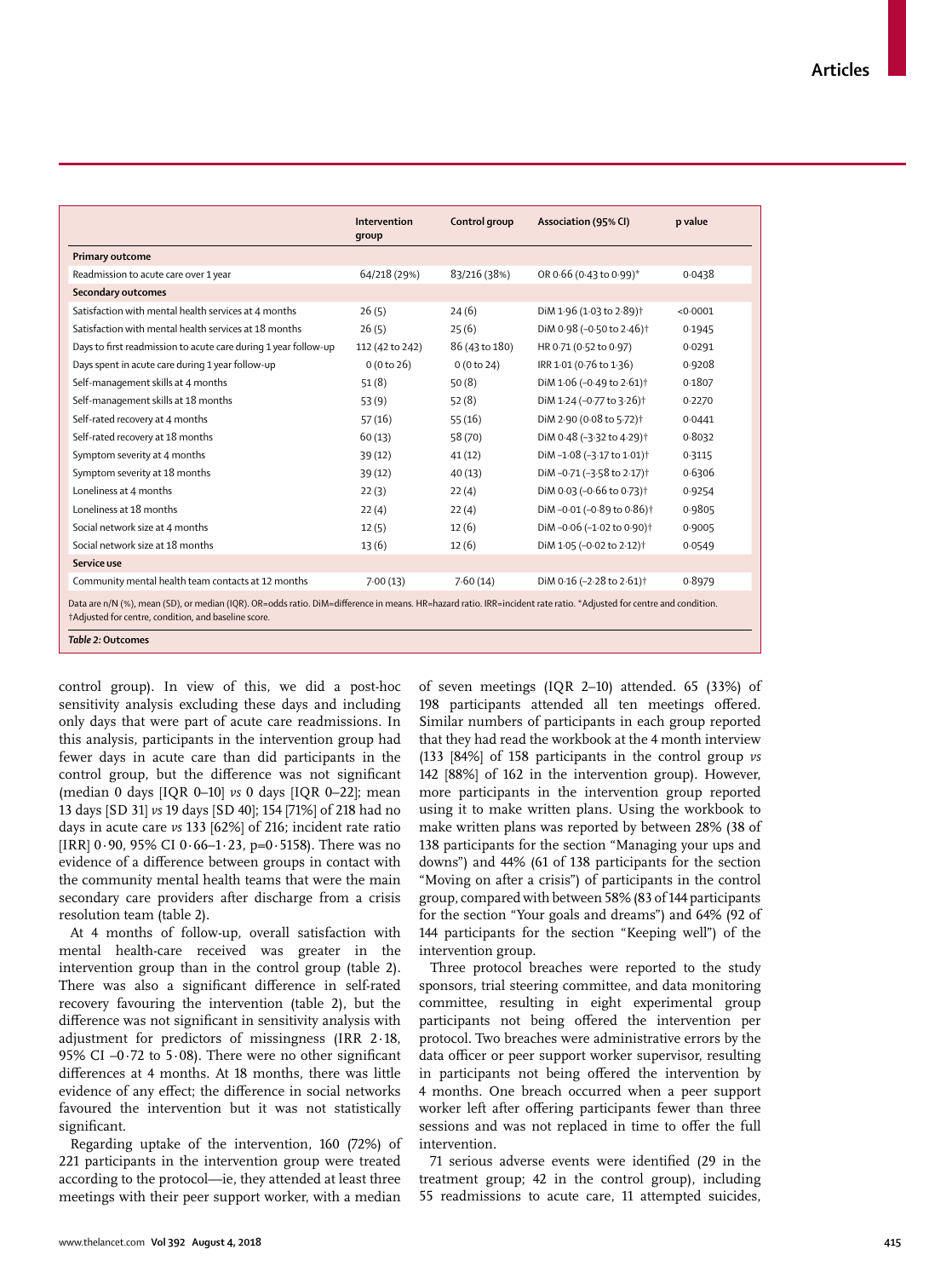| | Intervention group | Control group | Association (95% CI) | p value |
|---|---|---|---|---|
| **Primary outcome** | | | | |
| Readmission to acute care over 1 year | 64/218 (29%) | 83/216 (38%) | OR 0·66 (0·43 to 0·99)* | 0·0438 |
| **Secondary outcomes** | | | | |
| Satisfaction with mental health services at 4 months | 26 (5) | 24 (6) | DiM 1·96 (1·03 to 2·89)† | <0·0001 |
| Satisfaction with mental health services at 18 months | 26 (5) | 25 (6) | DiM 0·98 (–0·50 to 2·46)† | 0·1945 |
| Days to first readmission to acute care during 1 year follow-up | 112 (42 to 242) | 86 (43 to 180) | HR 0·71 (0·52 to 0·97) | 0·0291 |
| Days spent in acute care during 1 year follow-up | 0 (0 to 26) | 0 (0 to 24) | IRR 1·01 (0·76 to 1·36) | 0·9208 |
| Self-management skills at 4 months | 51 (8) | 50 (8) | DiM 1·06 (–0·49 to 2·61)† | 0·1807 |
| Self-management skills at 18 months | 53 (9) | 52 (8) | DiM 1·24 (–0·77 to 3·26)† | 0·2270 |
| Self-rated recovery at 4 months | 57 (16) | 55 (16) | DiM 2·90 (0·08 to 5·72)† | 0·0441 |
| Self-rated recovery at 18 months | 60 (13) | 58 (70) | DiM 0·48 (–3·32 to 4·29)† | 0·8032 |
| Symptom severity at 4 months | 39 (12) | 41 (12) | DiM –1·08 (–3·17 to 1·01)† | 0·3115 |
| Symptom severity at 18 months | 39 (12) | 40 (13) | DiM –0·71 (–3·58 to 2·17)† | 0·6306 |
| Loneliness at 4 months | 22 (3) | 22 (4) | DiM 0·03 (–0·66 to 0·73)† | 0·9254 |
| Loneliness at 18 months | 22 (4) | 22 (4) | DiM –0·01 (–0·89 to 0·86)† | 0·9805 |
| Social network size at 4 months | 12 (5) | 12 (6) | DiM –0·06 (–1·02 to 0·90)† | 0·9005 |
| Social network size at 18 months | 13 (6) | 12 (6) | DiM 1·05 (–0·02 to 2·12)† | 0·0549 |
| **Service use** | | | | |
| Community mental health team contacts at 12 months | 7·00 (13) | 7·60 (14) | DiM 0·16 (–2·28 to 2·61)† | 0·8979 |

Data are n/N (%), mean (SD), or median (IQR). OR=odds ratio. DiM=difference in means. HR=hazard ratio. IRR=incident rate ratio. *Adjusted for centre and condition. †Adjusted for centre, condition, and baseline score.

***Table 2:* Outcomes**

control group). In view of this, we did a post-hoc sensitivity analysis excluding these days and including only days that were part of acute care readmissions. In this analysis, participants in the intervention group had fewer days in acute care than did participants in the control group, but the difference was not significant (median 0 days [IQR 0–10] *vs* 0 days [IQR 0–22]; mean 13 days [SD 31] *vs* 19 days [SD 40]; 154 [71%] of 218 had no days in acute care *vs* 133 [62%] of 216; incident rate ratio [IRR] 0·90, 95% CI 0·66–1·23, p=0·5158). There was no evidence of a difference between groups in contact with the community mental health teams that were the main secondary care providers after discharge from a crisis resolution team (table 2).

At 4 months of follow-up, overall satisfaction with mental health-care received was greater in the intervention group than in the control group (table 2). There was also a significant difference in self-rated recovery favouring the intervention (table 2), but the difference was not significant in sensitivity analysis with adjustment for predictors of missingness (IRR 2·18, 95% CI –0·72 to 5·08). There were no other significant differences at 4 months. At 18 months, there was little evidence of any effect; the difference in social networks favoured the intervention but it was not statistically significant.

Regarding uptake of the intervention, 160 (72%) of 221 participants in the intervention group were treated according to the protocol—ie, they attended at least three meetings with their peer support worker, with a median of seven meetings (IQR 2–10) attended. 65 (33%) of 198 participants attended all ten meetings offered. Similar numbers of participants in each group reported that they had read the workbook at the 4 month interview (133 [84%] of 158 participants in the control group *vs* 142 [88%] of 162 in the intervention group). However, more participants in the intervention group reported using it to make written plans. Using the workbook to make written plans was reported by between 28% (38 of 138 participants for the section "Managing your ups and downs") and 44% (61 of 138 participants for the section "Moving on after a crisis") of participants in the control group, compared with between 58% (83 of 144 participants for the section "Your goals and dreams") and 64% (92 of 144 participants for the section "Keeping well") of the intervention group.

Three protocol breaches were reported to the study sponsors, trial steering committee, and data monitoring committee, resulting in eight experimental group participants not being offered the intervention per protocol. Two breaches were administrative errors by the data officer or peer support worker supervisor, resulting in participants not being offered the intervention by 4 months. One breach occurred when a peer support worker left after offering participants fewer than three sessions and was not replaced in time to offer the full intervention.

71 serious adverse events were identified (29 in the treatment group; 42 in the control group), including 55 readmissions to acute care, 11 attempted suicides,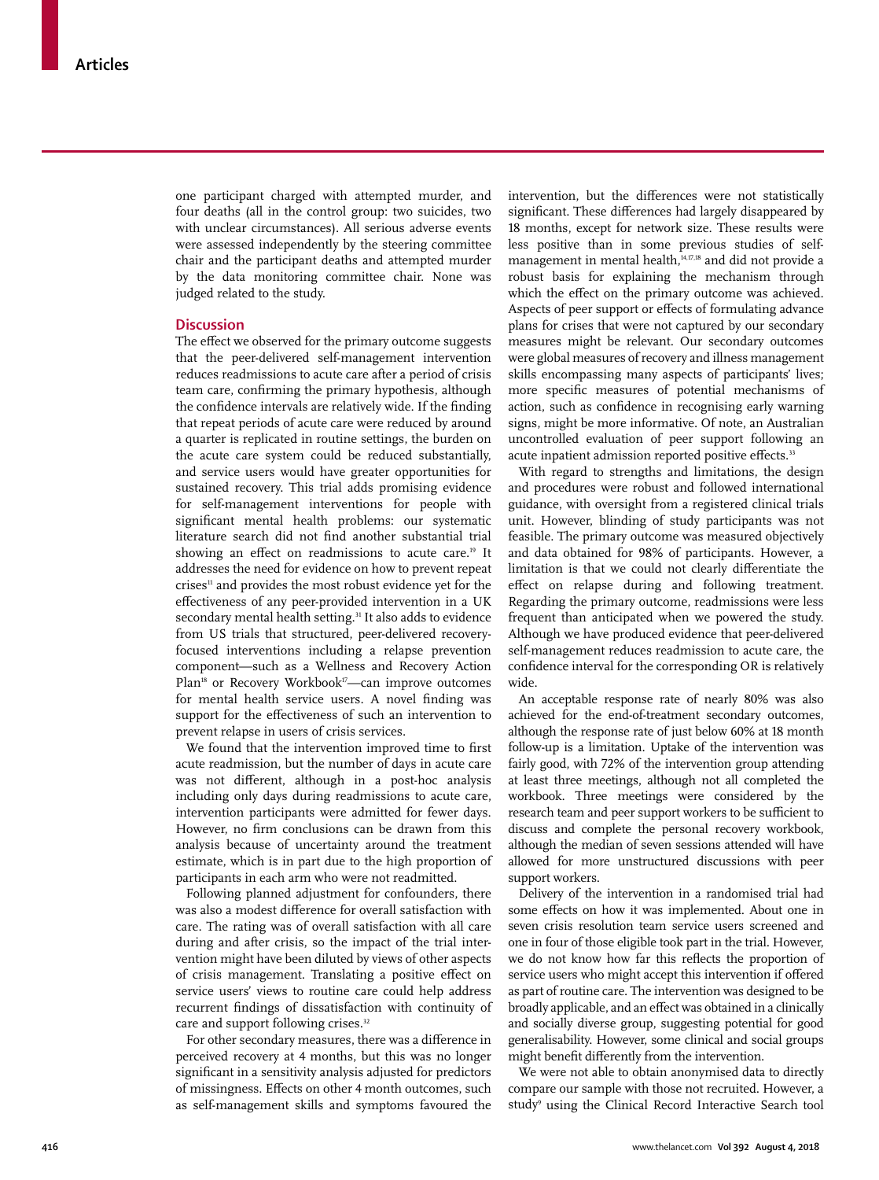one participant charged with attempted murder, and four deaths (all in the control group: two suicides, two with unclear circumstances). All serious adverse events were assessed independently by the steering committee chair and the participant deaths and attempted murder by the data monitoring committee chair. None was judged related to the study.

## Discussion

The effect we observed for the primary outcome suggests that the peer-delivered self-management intervention reduces readmissions to acute care after a period of crisis team care, confirming the primary hypothesis, although the confidence intervals are relatively wide. If the finding that repeat periods of acute care were reduced by around a quarter is replicated in routine settings, the burden on the acute care system could be reduced substantially, and service users would have greater opportunities for sustained recovery. This trial adds promising evidence for self-management interventions for people with significant mental health problems: our systematic literature search did not find another substantial trial showing an effect on readmissions to acute care.[19] It addresses the need for evidence on how to prevent repeat crises[11] and provides the most robust evidence yet for the effectiveness of any peer-provided intervention in a UK secondary mental health setting.[31] It also adds to evidence from US trials that structured, peer-delivered recovery-focused interventions including a relapse prevention component—such as a Wellness and Recovery Action Plan[18] or Recovery Workbook[17]—can improve outcomes for mental health service users. A novel finding was support for the effectiveness of such an intervention to prevent relapse in users of crisis services.

We found that the intervention improved time to first acute readmission, but the number of days in acute care was not different, although in a post-hoc analysis including only days during readmissions to acute care, intervention participants were admitted for fewer days. However, no firm conclusions can be drawn from this analysis because of uncertainty around the treatment estimate, which is in part due to the high proportion of participants in each arm who were not readmitted.

Following planned adjustment for confounders, there was also a modest difference for overall satisfaction with care. The rating was of overall satisfaction with all care during and after crisis, so the impact of the trial intervention might have been diluted by views of other aspects of crisis management. Translating a positive effect on service users' views to routine care could help address recurrent findings of dissatisfaction with continuity of care and support following crises.[32]

For other secondary measures, there was a difference in perceived recovery at 4 months, but this was no longer significant in a sensitivity analysis adjusted for predictors of missingness. Effects on other 4 month outcomes, such as self-management skills and symptoms favoured the intervention, but the differences were not statistically significant. These differences had largely disappeared by 18 months, except for network size. These results were less positive than in some previous studies of self-management in mental health,[14,17,18] and did not provide a robust basis for explaining the mechanism through which the effect on the primary outcome was achieved. Aspects of peer support or effects of formulating advance plans for crises that were not captured by our secondary measures might be relevant. Our secondary outcomes were global measures of recovery and illness management skills encompassing many aspects of participants' lives; more specific measures of potential mechanisms of action, such as confidence in recognising early warning signs, might be more informative. Of note, an Australian uncontrolled evaluation of peer support following an acute inpatient admission reported positive effects.[33]

With regard to strengths and limitations, the design and procedures were robust and followed international guidance, with oversight from a registered clinical trials unit. However, blinding of study participants was not feasible. The primary outcome was measured objectively and data obtained for 98% of participants. However, a limitation is that we could not clearly differentiate the effect on relapse during and following treatment. Regarding the primary outcome, readmissions were less frequent than anticipated when we powered the study. Although we have produced evidence that peer-delivered self-management reduces readmission to acute care, the confidence interval for the corresponding OR is relatively wide.

An acceptable response rate of nearly 80% was also achieved for the end-of-treatment secondary outcomes, although the response rate of just below 60% at 18 month follow-up is a limitation. Uptake of the intervention was fairly good, with 72% of the intervention group attending at least three meetings, although not all completed the workbook. Three meetings were considered by the research team and peer support workers to be sufficient to discuss and complete the personal recovery workbook, although the median of seven sessions attended will have allowed for more unstructured discussions with peer support workers.

Delivery of the intervention in a randomised trial had some effects on how it was implemented. About one in seven crisis resolution team service users screened and one in four of those eligible took part in the trial. However, we do not know how far this reflects the proportion of service users who might accept this intervention if offered as part of routine care. The intervention was designed to be broadly applicable, and an effect was obtained in a clinically and socially diverse group, suggesting potential for good generalisability. However, some clinical and social groups might benefit differently from the intervention.

We were not able to obtain anonymised data to directly compare our sample with those not recruited. However, a study[9] using the Clinical Record Interactive Search tool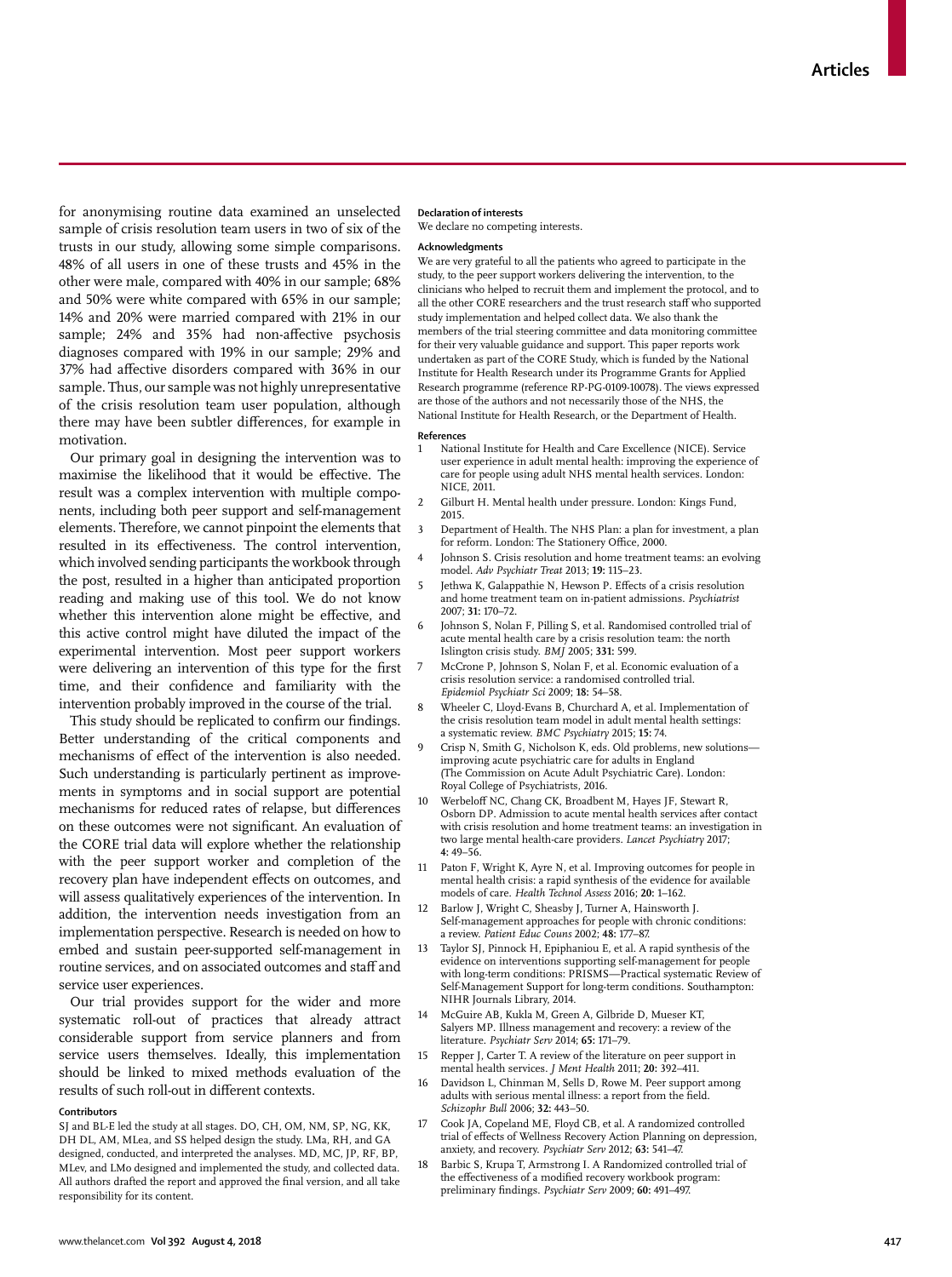for anonymising routine data examined an unselected sample of crisis resolution team users in two of six of the trusts in our study, allowing some simple comparisons. 48% of all users in one of these trusts and 45% in the other were male, compared with 40% in our sample; 68% and 50% were white compared with 65% in our sample; 14% and 20% were married compared with 21% in our sample; 24% and 35% had non-affective psychosis diagnoses compared with 19% in our sample; 29% and 37% had affective disorders compared with 36% in our sample. Thus, our sample was not highly unrepresentative of the crisis resolution team user population, although there may have been subtler differences, for example in motivation.

Our primary goal in designing the intervention was to maximise the likelihood that it would be effective. The result was a complex intervention with multiple components, including both peer support and self-management elements. Therefore, we cannot pinpoint the elements that resulted in its effectiveness. The control intervention, which involved sending participants the workbook through the post, resulted in a higher than anticipated proportion reading and making use of this tool. We do not know whether this intervention alone might be effective, and this active control might have diluted the impact of the experimental intervention. Most peer support workers were delivering an intervention of this type for the first time, and their confidence and familiarity with the intervention probably improved in the course of the trial.

This study should be replicated to confirm our findings. Better understanding of the critical components and mechanisms of effect of the intervention is also needed. Such understanding is particularly pertinent as improvements in symptoms and in social support are potential mechanisms for reduced rates of relapse, but differences on these outcomes were not significant. An evaluation of the CORE trial data will explore whether the relationship with the peer support worker and completion of the recovery plan have independent effects on outcomes, and will assess qualitatively experiences of the intervention. In addition, the intervention needs investigation from an implementation perspective. Research is needed on how to embed and sustain peer-supported self-management in routine services, and on associated outcomes and staff and service user experiences.

Our trial provides support for the wider and more systematic roll-out of practices that already attract considerable support from service planners and from service users themselves. Ideally, this implementation should be linked to mixed methods evaluation of the results of such roll-out in different contexts.

#### Contributors

SJ and BL-E led the study at all stages. DO, CH, OM, NM, SP, NG, KK, DH DL, AM, MLea, and SS helped design the study. LMa, RH, and GA designed, conducted, and interpreted the analyses. MD, MC, JP, RF, BP, MLev, and LMo designed and implemented the study, and collected data. All authors drafted the report and approved the final version, and all take responsibility for its content.

#### Declaration of interests

We declare no competing interests.

#### Acknowledgments

We are very grateful to all the patients who agreed to participate in the study, to the peer support workers delivering the intervention, to the clinicians who helped to recruit them and implement the protocol, and to all the other CORE researchers and the trust research staff who supported study implementation and helped collect data. We also thank the members of the trial steering committee and data monitoring committee for their very valuable guidance and support. This paper reports work undertaken as part of the CORE Study, which is funded by the National Institute for Health Research under its Programme Grants for Applied Research programme (reference RP-PG-0109-10078). The views expressed are those of the authors and not necessarily those of the NHS, the National Institute for Health Research, or the Department of Health.

#### References

1. National Institute for Health and Care Excellence (NICE). Service user experience in adult mental health: improving the experience of care for people using adult NHS mental health services. London: NICE, 2011.
2. Gilburt H. Mental health under pressure. London: Kings Fund, 2015.
3. Department of Health. The NHS Plan: a plan for investment, a plan for reform. London: The Stationery Office, 2000.
4. Johnson S. Crisis resolution and home treatment teams: an evolving model. *Adv Psychiatr Treat* 2013; **19:** 115–23.
5. Jethwa K, Galappathie N, Hewson P. Effects of a crisis resolution and home treatment team on in-patient admissions. *Psychiatrist* 2007; **31:** 170–72.
6. Johnson S, Nolan F, Pilling S, et al. Randomised controlled trial of acute mental health care by a crisis resolution team: the north Islington crisis study. *BMJ* 2005; **331:** 599.
7. McCrone P, Johnson S, Nolan F, et al. Economic evaluation of a crisis resolution service: a randomised controlled trial. *Epidemiol Psychiatr Sci* 2009; **18:** 54–58.
8. Wheeler C, Lloyd-Evans B, Churchard A, et al. Implementation of the crisis resolution team model in adult mental health settings: a systematic review. *BMC Psychiatry* 2015; **15:** 74.
9. Crisp N, Smith G, Nicholson K, eds. Old problems, new solutions—improving acute psychiatric care for adults in England (The Commission on Acute Adult Psychiatric Care). London: Royal College of Psychiatrists, 2016.
10. Werbeloff NC, Chang CK, Broadbent M, Hayes JF, Stewart R, Osborn DP. Admission to acute mental health services after contact with crisis resolution and home treatment teams: an investigation in two large mental health-care providers. *Lancet Psychiatry* 2017; **4:** 49–56.
11. Paton F, Wright K, Ayre N, et al. Improving outcomes for people in mental health crisis: a rapid synthesis of the evidence for available models of care. *Health Technol Assess* 2016; **20:** 1–162.
12. Barlow J, Wright C, Sheasby J, Turner A, Hainsworth J. Self-management approaches for people with chronic conditions: a review. *Patient Educ Couns* 2002; **48:** 177–87.
13. Taylor SJ, Pinnock H, Epiphaniou E, et al. A rapid synthesis of the evidence on interventions supporting self-management for people with long-term conditions: PRISMS—Practical systematic Review of Self-Management Support for long-term conditions. Southampton: NIHR Journals Library, 2014.
14. McGuire AB, Kukla M, Green A, Gilbride D, Mueser KT, Salyers MP. Illness management and recovery: a review of the literature. *Psychiatr Serv* 2014; **65:** 171–79.
15. Repper J, Carter T. A review of the literature on peer support in mental health services. *J Ment Health* 2011; **20:** 392–411.
16. Davidson L, Chinman M, Sells D, Rowe M. Peer support among adults with serious mental illness: a report from the field. *Schizophr Bull* 2006; **32:** 443–50.
17. Cook JA, Copeland ME, Floyd CB, et al. A randomized controlled trial of effects of Wellness Recovery Action Planning on depression, anxiety, and recovery. *Psychiatr Serv* 2012; **63:** 541–47.
18. Barbic S, Krupa T, Armstrong I. A Randomized controlled trial of the effectiveness of a modified recovery workbook program: preliminary findings. *Psychiatr Serv* 2009; **60:** 491–497.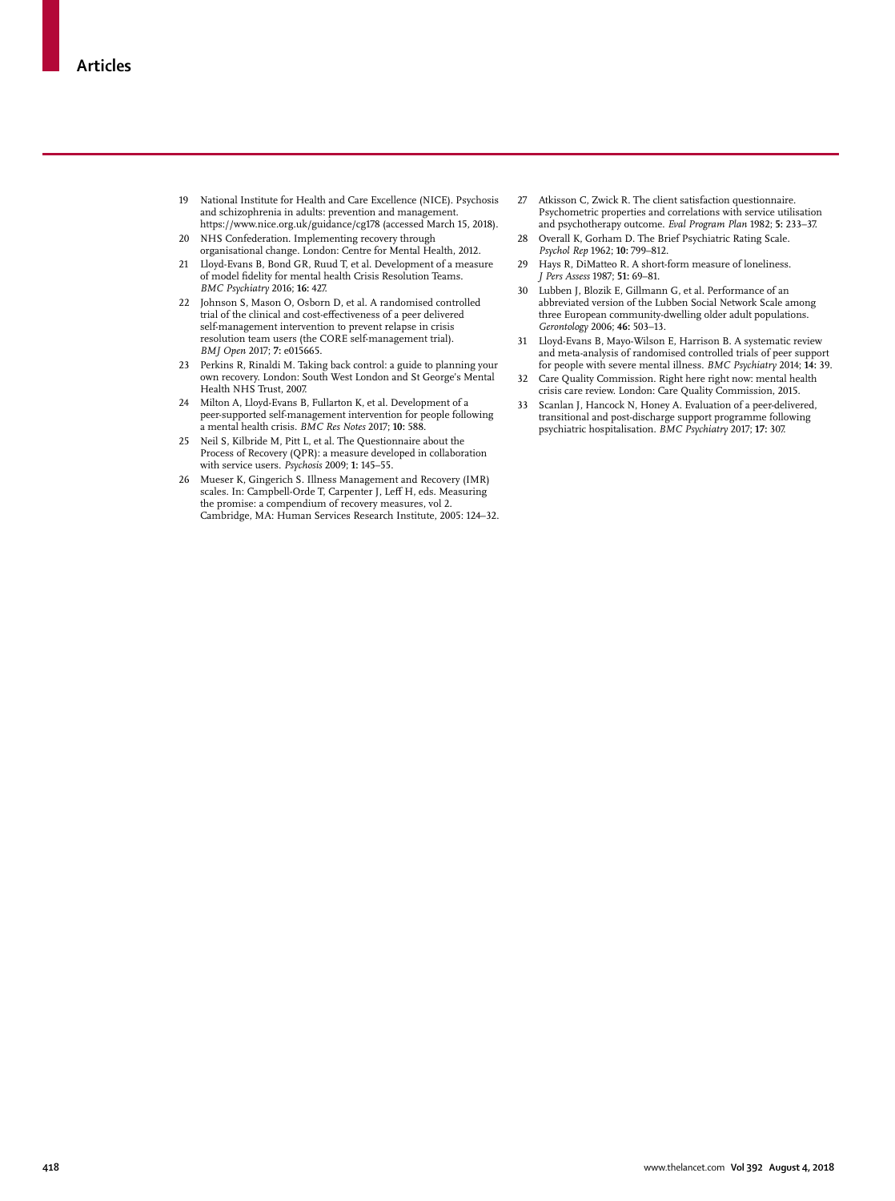19 National Institute for Health and Care Excellence (NICE). Psychosis and schizophrenia in adults: prevention and management. https://www.nice.org.uk/guidance/cg178 (accessed March 15, 2018).

20 NHS Confederation. Implementing recovery through organisational change. London: Centre for Mental Health, 2012.

21 Lloyd-Evans B, Bond GR, Ruud T, et al. Development of a measure of model fidelity for mental health Crisis Resolution Teams. *BMC Psychiatry* 2016; **16:** 427.

22 Johnson S, Mason O, Osborn D, et al. A randomised controlled trial of the clinical and cost-effectiveness of a peer delivered self-management intervention to prevent relapse in crisis resolution team users (the CORE self-management trial). *BMJ Open* 2017; **7:** e015665.

23 Perkins R, Rinaldi M. Taking back control: a guide to planning your own recovery. London: South West London and St George's Mental Health NHS Trust, 2007.

24 Milton A, Lloyd-Evans B, Fullarton K, et al. Development of a peer-supported self-management intervention for people following a mental health crisis. *BMC Res Notes* 2017; **10:** 588.

25 Neil S, Kilbride M, Pitt L, et al. The Questionnaire about the Process of Recovery (QPR): a measure developed in collaboration with service users. *Psychosis* 2009; **1:** 145–55.

26 Mueser K, Gingerich S. Illness Management and Recovery (IMR) scales. In: Campbell-Orde T, Carpenter J, Leff H, eds. Measuring the promise: a compendium of recovery measures, vol 2. Cambridge, MA: Human Services Research Institute, 2005: 124–32.

27 Atkisson C, Zwick R. The client satisfaction questionnaire. Psychometric properties and correlations with service utilisation and psychotherapy outcome. *Eval Program Plan* 1982; **5:** 233–37.

28 Overall K, Gorham D. The Brief Psychiatric Rating Scale. *Psychol Rep* 1962; **10:** 799–812.

29 Hays R, DiMatteo R. A short-form measure of loneliness. *J Pers Assess* 1987; **51:** 69–81.

30 Lubben J, Blozik E, Gillmann G, et al. Performance of an abbreviated version of the Lubben Social Network Scale among three European community-dwelling older adult populations. *Gerontology* 2006; **46:** 503–13.

31 Lloyd-Evans B, Mayo-Wilson E, Harrison B. A systematic review and meta-analysis of randomised controlled trials of peer support for people with severe mental illness. *BMC Psychiatry* 2014; **14:** 39.

32 Care Quality Commission. Right here right now: mental health crisis care review. London: Care Quality Commission, 2015.

33 Scanlan J, Hancock N, Honey A. Evaluation of a peer-delivered, transitional and post-discharge support programme following psychiatric hospitalisation. *BMC Psychiatry* 2017; **17:** 307.